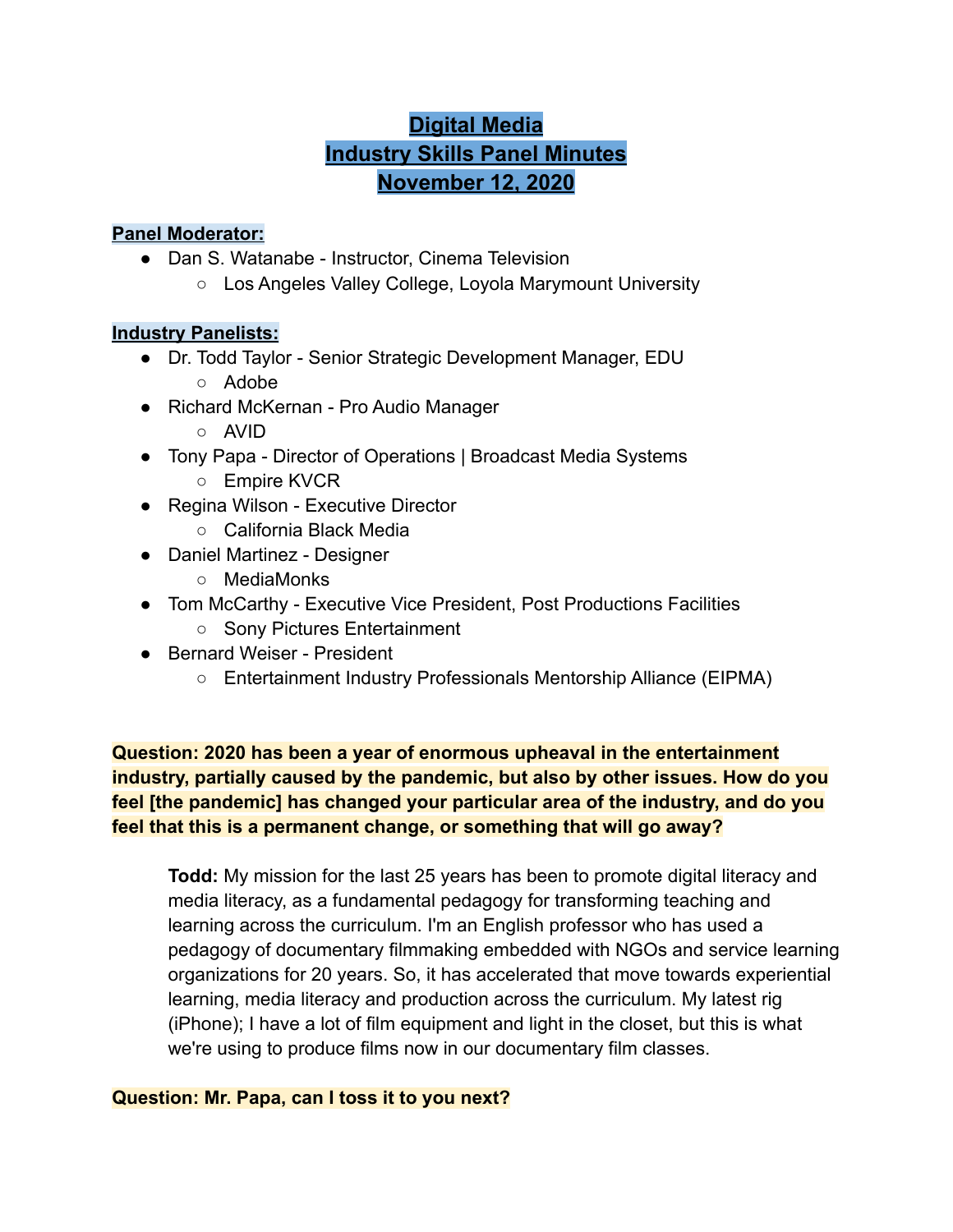# Digital Media
# Industry Skills Panel Minutes
# November 12, 2020

**Panel Moderator:**

- Dan S. Watanabe - Instructor, Cinema Television
  - Los Angeles Valley College, Loyola Marymount University

**Industry Panelists:**

- Dr. Todd Taylor - Senior Strategic Development Manager, EDU
  - Adobe
- Richard McKernan - Pro Audio Manager
  - AVID
- Tony Papa - Director of Operations | Broadcast Media Systems
  - Empire KVCR
- Regina Wilson - Executive Director
  - California Black Media
- Daniel Martinez - Designer
  - MediaMonks
- Tom McCarthy - Executive Vice President, Post Productions Facilities
  - Sony Pictures Entertainment
- Bernard Weiser - President
  - Entertainment Industry Professionals Mentorship Alliance (EIPMA)

**Question: 2020 has been a year of enormous upheaval in the entertainment industry, partially caused by the pandemic, but also by other issues. How do you feel [the pandemic] has changed your particular area of the industry, and do you feel that this is a permanent change, or something that will go away?**

> **Todd:** My mission for the last 25 years has been to promote digital literacy and media literacy, as a fundamental pedagogy for transforming teaching and learning across the curriculum. I'm an English professor who has used a pedagogy of documentary filmmaking embedded with NGOs and service learning organizations for 20 years. So, it has accelerated that move towards experiential learning, media literacy and production across the curriculum. My latest rig (iPhone); I have a lot of film equipment and light in the closet, but this is what we're using to produce films now in our documentary film classes.

**Question: Mr. Papa, can I toss it to you next?**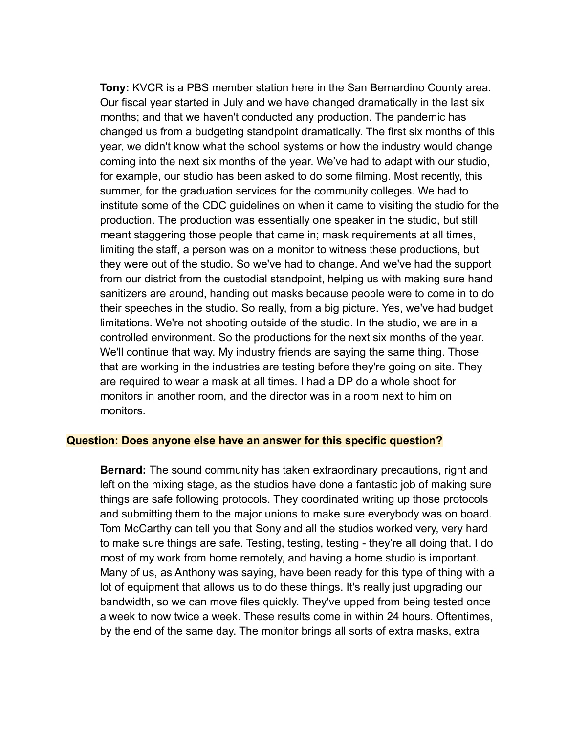**Tony:** KVCR is a PBS member station here in the San Bernardino County area. Our fiscal year started in July and we have changed dramatically in the last six months; and that we haven't conducted any production. The pandemic has changed us from a budgeting standpoint dramatically. The first six months of this year, we didn't know what the school systems or how the industry would change coming into the next six months of the year. We've had to adapt with our studio, for example, our studio has been asked to do some filming. Most recently, this summer, for the graduation services for the community colleges. We had to institute some of the CDC guidelines on when it came to visiting the studio for the production. The production was essentially one speaker in the studio, but still meant staggering those people that came in; mask requirements at all times, limiting the staff, a person was on a monitor to witness these productions, but they were out of the studio. So we've had to change. And we've had the support from our district from the custodial standpoint, helping us with making sure hand sanitizers are around, handing out masks because people were to come in to do their speeches in the studio. So really, from a big picture. Yes, we've had budget limitations. We're not shooting outside of the studio. In the studio, we are in a controlled environment. So the productions for the next six months of the year. We'll continue that way. My industry friends are saying the same thing. Those that are working in the industries are testing before they're going on site. They are required to wear a mask at all times. I had a DP do a whole shoot for monitors in another room, and the director was in a room next to him on monitors.

**Question: Does anyone else have an answer for this specific question?**

**Bernard:** The sound community has taken extraordinary precautions, right and left on the mixing stage, as the studios have done a fantastic job of making sure things are safe following protocols. They coordinated writing up those protocols and submitting them to the major unions to make sure everybody was on board. Tom McCarthy can tell you that Sony and all the studios worked very, very hard to make sure things are safe. Testing, testing, testing - they're all doing that. I do most of my work from home remotely, and having a home studio is important. Many of us, as Anthony was saying, have been ready for this type of thing with a lot of equipment that allows us to do these things. It's really just upgrading our bandwidth, so we can move files quickly. They've upped from being tested once a week to now twice a week. These results come in within 24 hours. Oftentimes, by the end of the same day. The monitor brings all sorts of extra masks, extra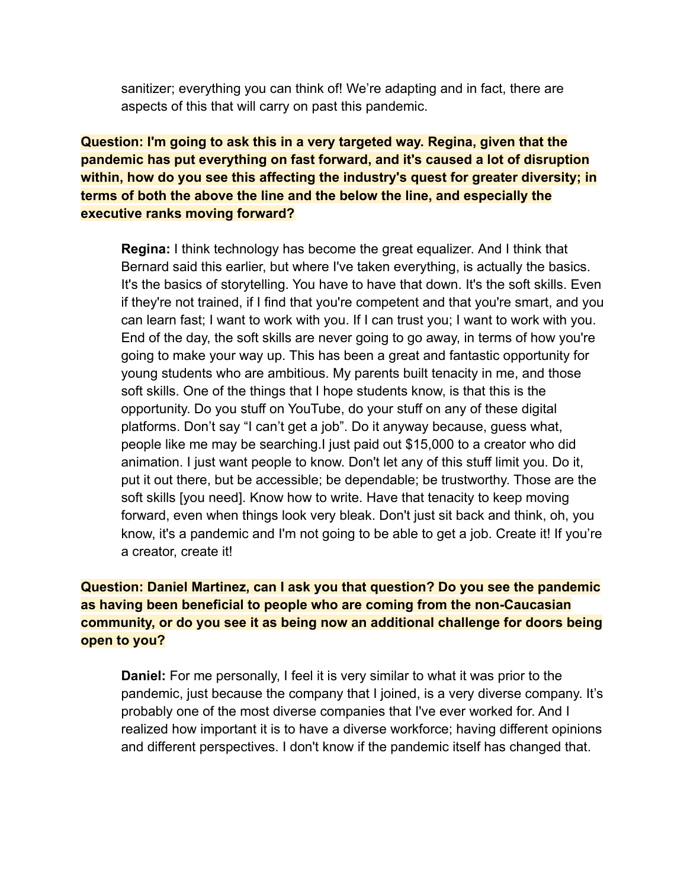sanitizer; everything you can think of! We're adapting and in fact, there are aspects of this that will carry on past this pandemic.

**Question: I'm going to ask this in a very targeted way. Regina, given that the pandemic has put everything on fast forward, and it's caused a lot of disruption within, how do you see this affecting the industry's quest for greater diversity; in terms of both the above the line and the below the line, and especially the executive ranks moving forward?**

> **Regina:** I think technology has become the great equalizer. And I think that Bernard said this earlier, but where I've taken everything, is actually the basics. It's the basics of storytelling. You have to have that down. It's the soft skills. Even if they're not trained, if I find that you're competent and that you're smart, and you can learn fast; I want to work with you. If I can trust you; I want to work with you. End of the day, the soft skills are never going to go away, in terms of how you're going to make your way up. This has been a great and fantastic opportunity for young students who are ambitious. My parents built tenacity in me, and those soft skills. One of the things that I hope students know, is that this is the opportunity. Do you stuff on YouTube, do your stuff on any of these digital platforms. Don't say "I can't get a job". Do it anyway because, guess what, people like me may be searching.I just paid out $15,000 to a creator who did animation. I just want people to know. Don't let any of this stuff limit you. Do it, put it out there, but be accessible; be dependable; be trustworthy. Those are the soft skills [you need]. Know how to write. Have that tenacity to keep moving forward, even when things look very bleak. Don't just sit back and think, oh, you know, it's a pandemic and I'm not going to be able to get a job. Create it! If you're a creator, create it!

**Question: Daniel Martinez, can I ask you that question? Do you see the pandemic as having been beneficial to people who are coming from the non-Caucasian community, or do you see it as being now an additional challenge for doors being open to you?**

> **Daniel:** For me personally, I feel it is very similar to what it was prior to the pandemic, just because the company that I joined, is a very diverse company. It's probably one of the most diverse companies that I've ever worked for. And I realized how important it is to have a diverse workforce; having different opinions and different perspectives. I don't know if the pandemic itself has changed that.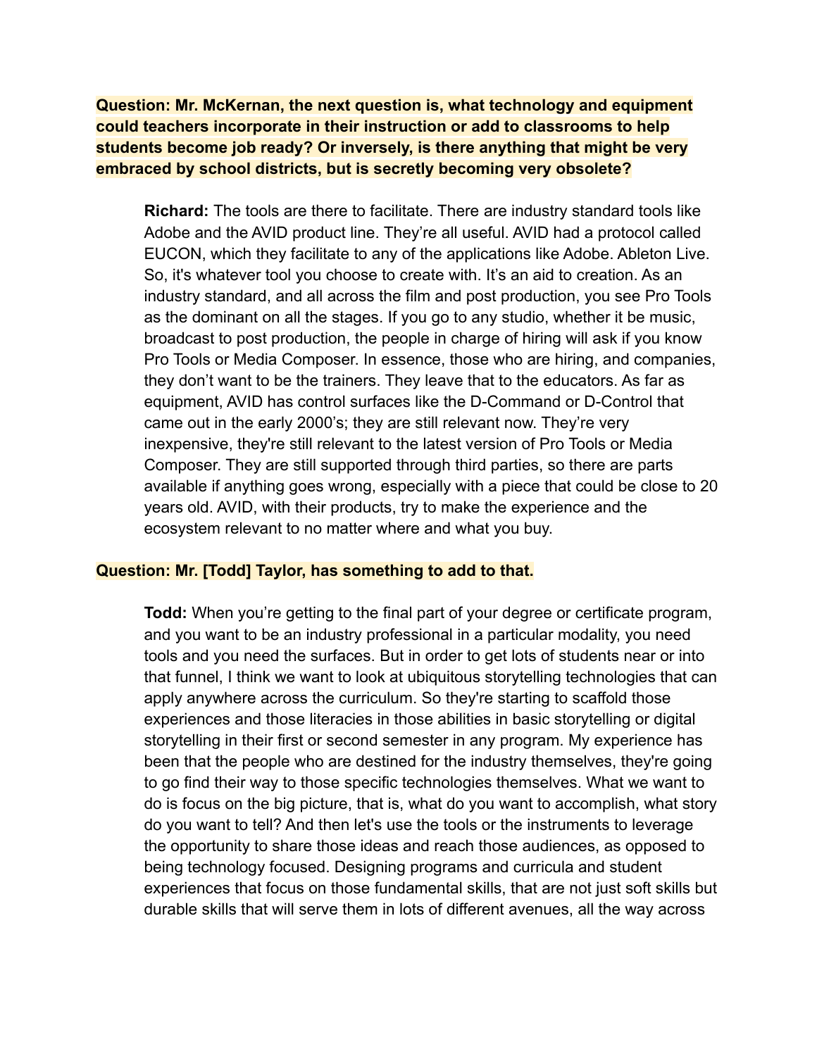**Question: Mr. McKernan, the next question is, what technology and equipment could teachers incorporate in their instruction or add to classrooms to help students become job ready? Or inversely, is there anything that might be very embraced by school districts, but is secretly becoming very obsolete?**

> **Richard:** The tools are there to facilitate. There are industry standard tools like Adobe and the AVID product line. They're all useful. AVID had a protocol called EUCON, which they facilitate to any of the applications like Adobe. Ableton Live. So, it's whatever tool you choose to create with. It's an aid to creation. As an industry standard, and all across the film and post production, you see Pro Tools as the dominant on all the stages. If you go to any studio, whether it be music, broadcast to post production, the people in charge of hiring will ask if you know Pro Tools or Media Composer. In essence, those who are hiring, and companies, they don't want to be the trainers. They leave that to the educators. As far as equipment, AVID has control surfaces like the D-Command or D-Control that came out in the early 2000's; they are still relevant now. They're very inexpensive, they're still relevant to the latest version of Pro Tools or Media Composer. They are still supported through third parties, so there are parts available if anything goes wrong, especially with a piece that could be close to 20 years old. AVID, with their products, try to make the experience and the ecosystem relevant to no matter where and what you buy.

**Question: Mr. [Todd] Taylor, has something to add to that.**

> **Todd:** When you're getting to the final part of your degree or certificate program, and you want to be an industry professional in a particular modality, you need tools and you need the surfaces. But in order to get lots of students near or into that funnel, I think we want to look at ubiquitous storytelling technologies that can apply anywhere across the curriculum. So they're starting to scaffold those experiences and those literacies in those abilities in basic storytelling or digital storytelling in their first or second semester in any program. My experience has been that the people who are destined for the industry themselves, they're going to go find their way to those specific technologies themselves. What we want to do is focus on the big picture, that is, what do you want to accomplish, what story do you want to tell? And then let's use the tools or the instruments to leverage the opportunity to share those ideas and reach those audiences, as opposed to being technology focused. Designing programs and curricula and student experiences that focus on those fundamental skills, that are not just soft skills but durable skills that will serve them in lots of different avenues, all the way across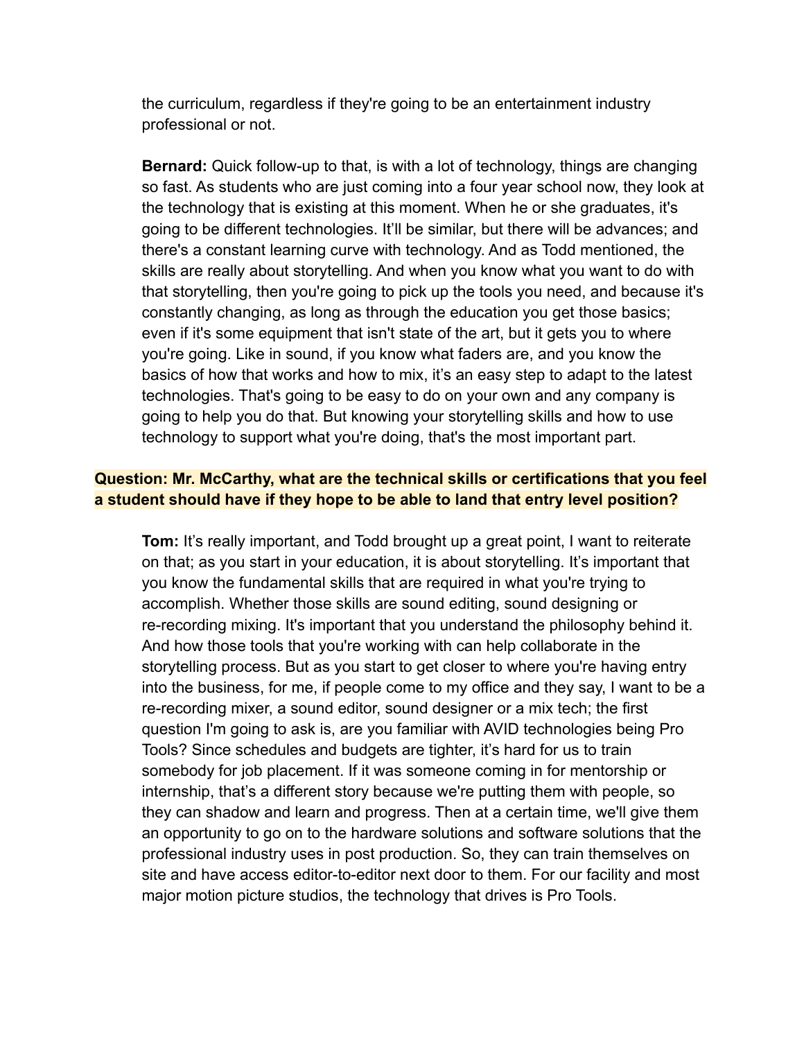the curriculum, regardless if they're going to be an entertainment industry professional or not.

**Bernard:** Quick follow-up to that, is with a lot of technology, things are changing so fast. As students who are just coming into a four year school now, they look at the technology that is existing at this moment. When he or she graduates, it's going to be different technologies. It'll be similar, but there will be advances; and there's a constant learning curve with technology. And as Todd mentioned, the skills are really about storytelling. And when you know what you want to do with that storytelling, then you're going to pick up the tools you need, and because it's constantly changing, as long as through the education you get those basics; even if it's some equipment that isn't state of the art, but it gets you to where you're going. Like in sound, if you know what faders are, and you know the basics of how that works and how to mix, it's an easy step to adapt to the latest technologies. That's going to be easy to do on your own and any company is going to help you do that. But knowing your storytelling skills and how to use technology to support what you're doing, that's the most important part.

**Question: Mr. McCarthy, what are the technical skills or certifications that you feel a student should have if they hope to be able to land that entry level position?**

**Tom:** It's really important, and Todd brought up a great point, I want to reiterate on that; as you start in your education, it is about storytelling. It's important that you know the fundamental skills that are required in what you're trying to accomplish. Whether those skills are sound editing, sound designing or re-recording mixing. It's important that you understand the philosophy behind it. And how those tools that you're working with can help collaborate in the storytelling process. But as you start to get closer to where you're having entry into the business, for me, if people come to my office and they say, I want to be a re-recording mixer, a sound editor, sound designer or a mix tech; the first question I'm going to ask is, are you familiar with AVID technologies being Pro Tools? Since schedules and budgets are tighter, it's hard for us to train somebody for job placement. If it was someone coming in for mentorship or internship, that's a different story because we're putting them with people, so they can shadow and learn and progress. Then at a certain time, we'll give them an opportunity to go on to the hardware solutions and software solutions that the professional industry uses in post production. So, they can train themselves on site and have access editor-to-editor next door to them. For our facility and most major motion picture studios, the technology that drives is Pro Tools.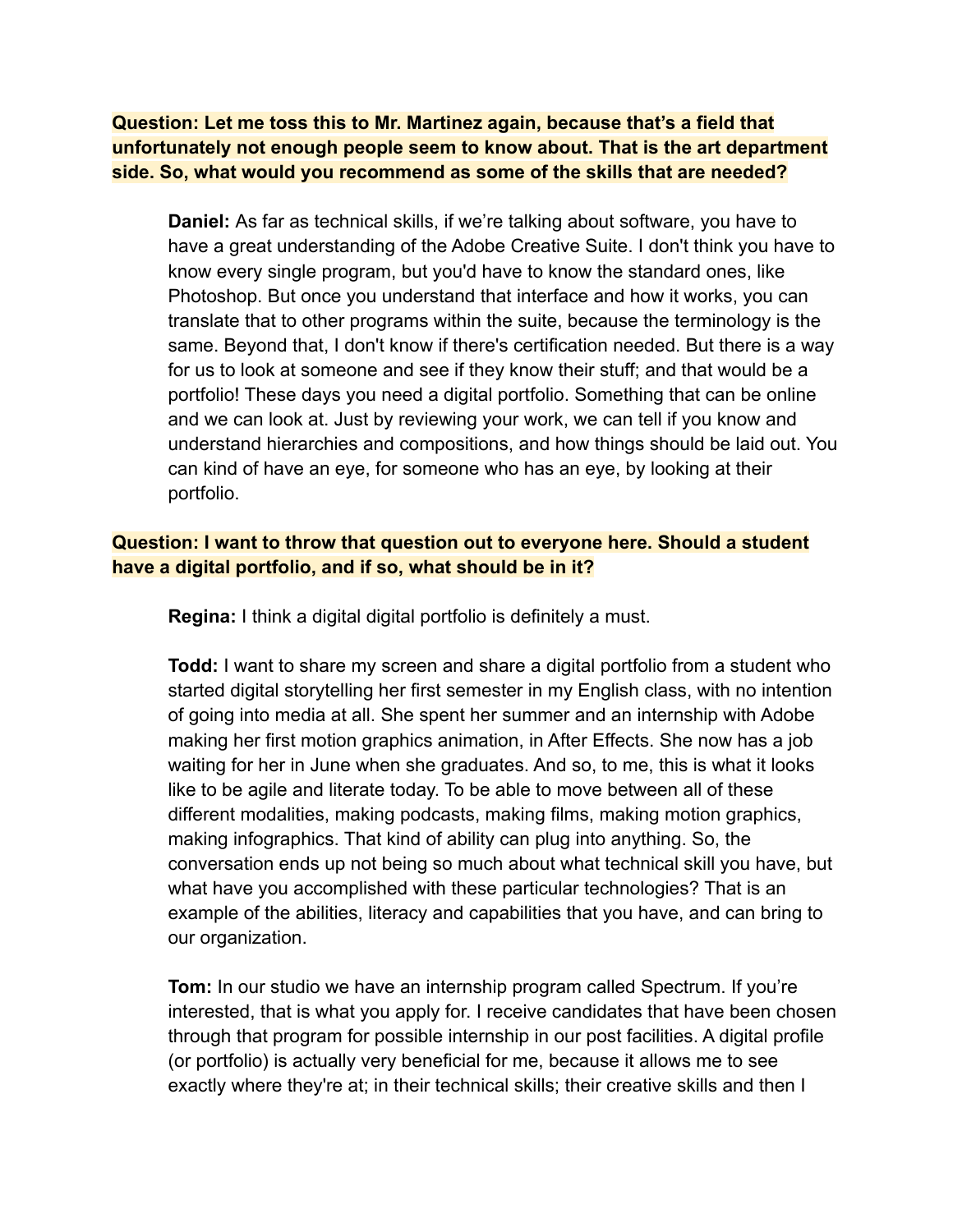**Question: Let me toss this to Mr. Martinez again, because that's a field that unfortunately not enough people seem to know about. That is the art department side. So, what would you recommend as some of the skills that are needed?**

> **Daniel:** As far as technical skills, if we're talking about software, you have to have a great understanding of the Adobe Creative Suite. I don't think you have to know every single program, but you'd have to know the standard ones, like Photoshop. But once you understand that interface and how it works, you can translate that to other programs within the suite, because the terminology is the same. Beyond that, I don't know if there's certification needed. But there is a way for us to look at someone and see if they know their stuff; and that would be a portfolio! These days you need a digital portfolio. Something that can be online and we can look at. Just by reviewing your work, we can tell if you know and understand hierarchies and compositions, and how things should be laid out. You can kind of have an eye, for someone who has an eye, by looking at their portfolio.

**Question: I want to throw that question out to everyone here. Should a student have a digital portfolio, and if so, what should be in it?**

> **Regina:** I think a digital digital portfolio is definitely a must.
>
> **Todd:** I want to share my screen and share a digital portfolio from a student who started digital storytelling her first semester in my English class, with no intention of going into media at all. She spent her summer and an internship with Adobe making her first motion graphics animation, in After Effects. She now has a job waiting for her in June when she graduates. And so, to me, this is what it looks like to be agile and literate today. To be able to move between all of these different modalities, making podcasts, making films, making motion graphics, making infographics. That kind of ability can plug into anything. So, the conversation ends up not being so much about what technical skill you have, but what have you accomplished with these particular technologies? That is an example of the abilities, literacy and capabilities that you have, and can bring to our organization.
>
> **Tom:** In our studio we have an internship program called Spectrum. If you're interested, that is what you apply for. I receive candidates that have been chosen through that program for possible internship in our post facilities. A digital profile (or portfolio) is actually very beneficial for me, because it allows me to see exactly where they're at; in their technical skills; their creative skills and then I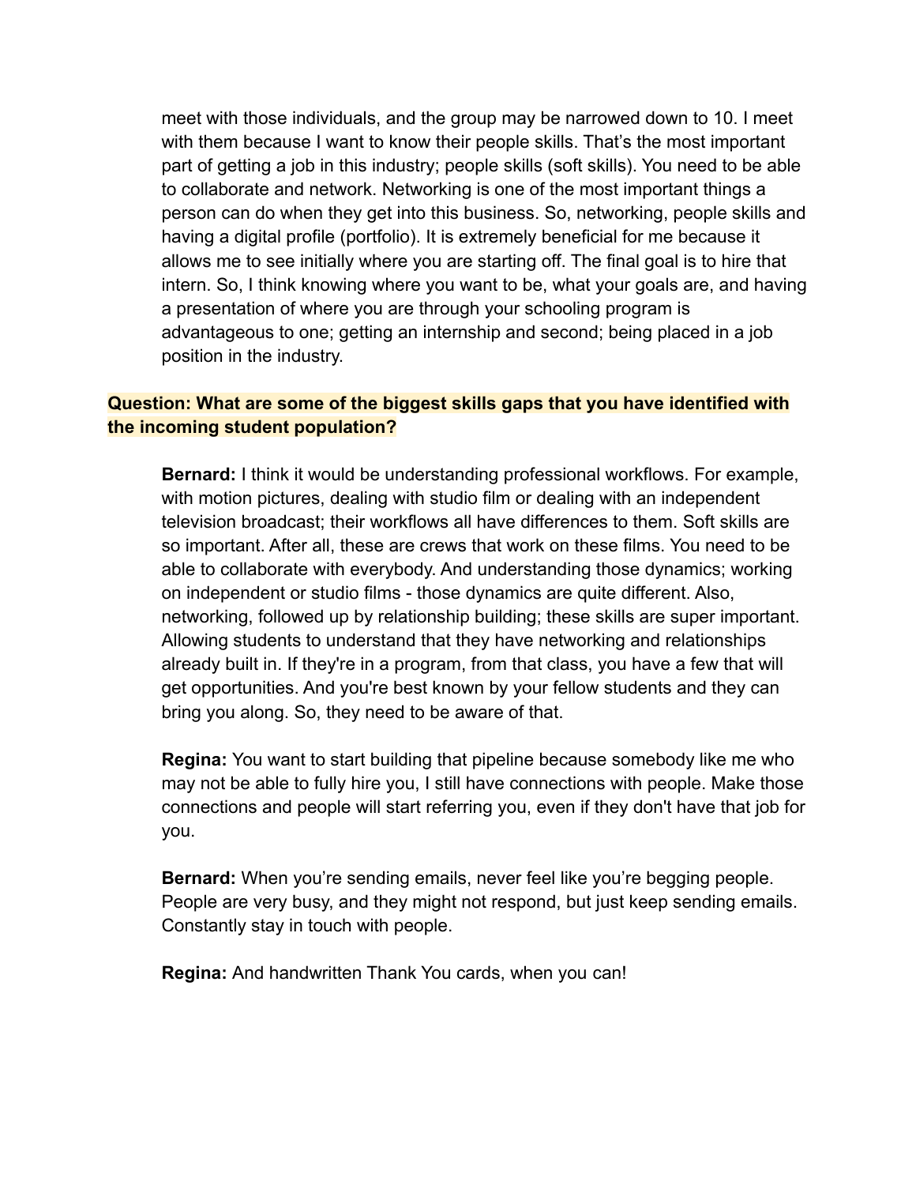meet with those individuals, and the group may be narrowed down to 10. I meet with them because I want to know their people skills. That's the most important part of getting a job in this industry; people skills (soft skills). You need to be able to collaborate and network. Networking is one of the most important things a person can do when they get into this business. So, networking, people skills and having a digital profile (portfolio). It is extremely beneficial for me because it allows me to see initially where you are starting off. The final goal is to hire that intern. So, I think knowing where you want to be, what your goals are, and having a presentation of where you are through your schooling program is advantageous to one; getting an internship and second; being placed in a job position in the industry.

**Question: What are some of the biggest skills gaps that you have identified with the incoming student population?**

**Bernard:** I think it would be understanding professional workflows. For example, with motion pictures, dealing with studio film or dealing with an independent television broadcast; their workflows all have differences to them. Soft skills are so important. After all, these are crews that work on these films. You need to be able to collaborate with everybody. And understanding those dynamics; working on independent or studio films - those dynamics are quite different. Also, networking, followed up by relationship building; these skills are super important. Allowing students to understand that they have networking and relationships already built in. If they're in a program, from that class, you have a few that will get opportunities. And you're best known by your fellow students and they can bring you along. So, they need to be aware of that.

**Regina:** You want to start building that pipeline because somebody like me who may not be able to fully hire you, I still have connections with people. Make those connections and people will start referring you, even if they don't have that job for you.

**Bernard:** When you're sending emails, never feel like you're begging people. People are very busy, and they might not respond, but just keep sending emails. Constantly stay in touch with people.

**Regina:** And handwritten Thank You cards, when you can!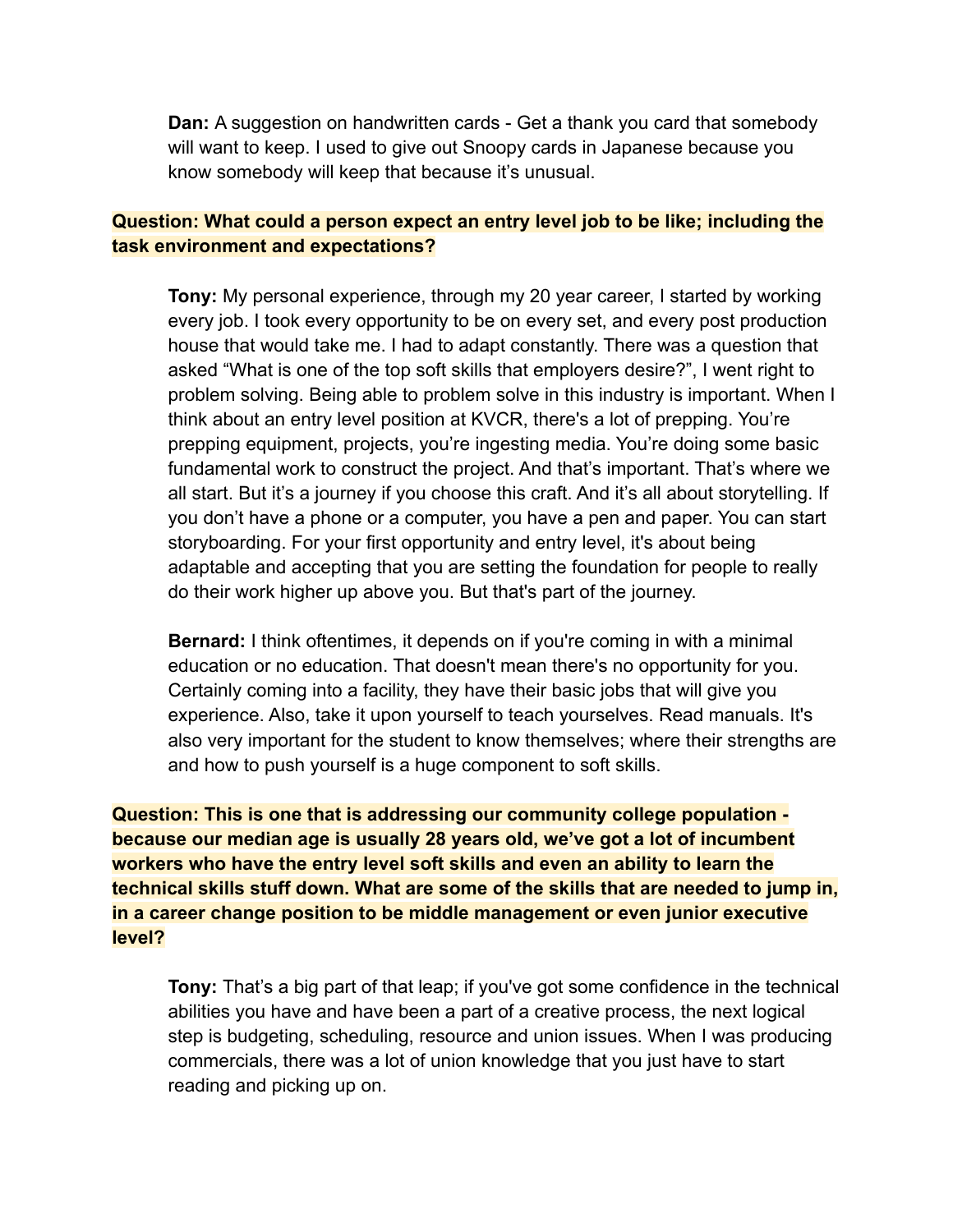**Dan:** A suggestion on handwritten cards - Get a thank you card that somebody will want to keep. I used to give out Snoopy cards in Japanese because you know somebody will keep that because it's unusual.

**Question: What could a person expect an entry level job to be like; including the task environment and expectations?**

**Tony:** My personal experience, through my 20 year career, I started by working every job. I took every opportunity to be on every set, and every post production house that would take me. I had to adapt constantly. There was a question that asked "What is one of the top soft skills that employers desire?", I went right to problem solving. Being able to problem solve in this industry is important. When I think about an entry level position at KVCR, there's a lot of prepping. You're prepping equipment, projects, you're ingesting media. You're doing some basic fundamental work to construct the project. And that's important. That's where we all start. But it's a journey if you choose this craft. And it's all about storytelling. If you don't have a phone or a computer, you have a pen and paper. You can start storyboarding. For your first opportunity and entry level, it's about being adaptable and accepting that you are setting the foundation for people to really do their work higher up above you. But that's part of the journey.

**Bernard:** I think oftentimes, it depends on if you're coming in with a minimal education or no education. That doesn't mean there's no opportunity for you. Certainly coming into a facility, they have their basic jobs that will give you experience. Also, take it upon yourself to teach yourselves. Read manuals. It's also very important for the student to know themselves; where their strengths are and how to push yourself is a huge component to soft skills.

**Question: This is one that is addressing our community college population - because our median age is usually 28 years old, we've got a lot of incumbent workers who have the entry level soft skills and even an ability to learn the technical skills stuff down. What are some of the skills that are needed to jump in, in a career change position to be middle management or even junior executive level?**

**Tony:** That's a big part of that leap; if you've got some confidence in the technical abilities you have and have been a part of a creative process, the next logical step is budgeting, scheduling, resource and union issues. When I was producing commercials, there was a lot of union knowledge that you just have to start reading and picking up on.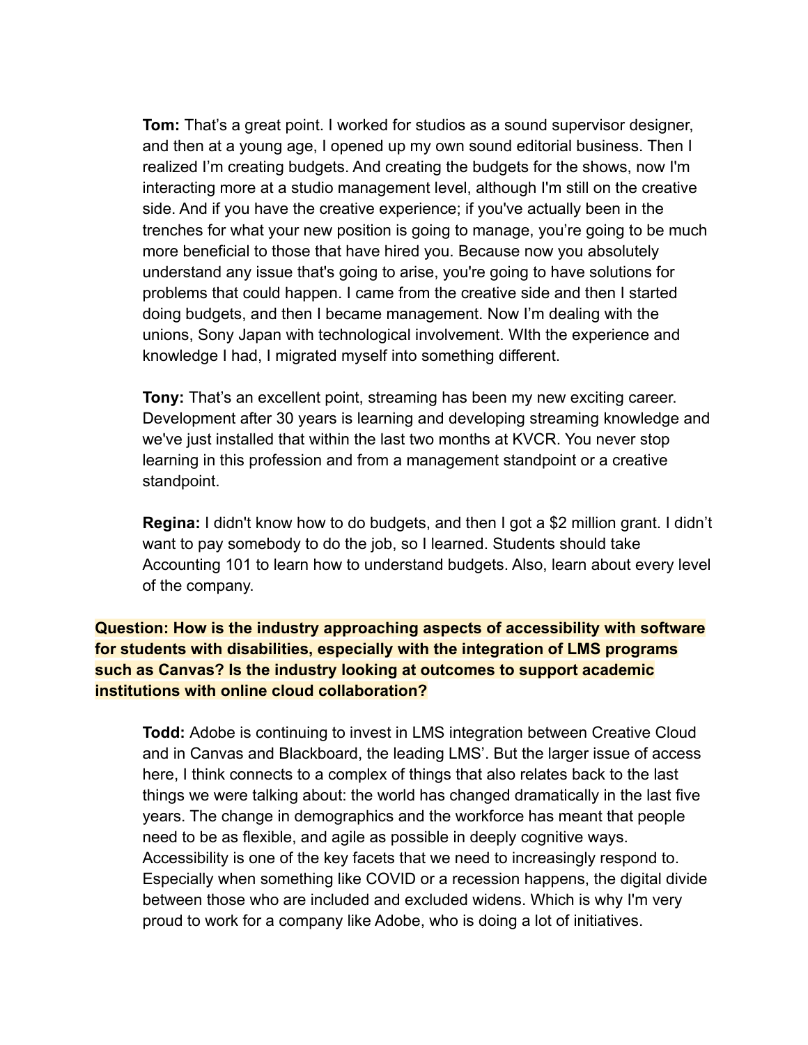**Tom:** That's a great point. I worked for studios as a sound supervisor designer, and then at a young age, I opened up my own sound editorial business. Then I realized I'm creating budgets. And creating the budgets for the shows, now I'm interacting more at a studio management level, although I'm still on the creative side. And if you have the creative experience; if you've actually been in the trenches for what your new position is going to manage, you're going to be much more beneficial to those that have hired you. Because now you absolutely understand any issue that's going to arise, you're going to have solutions for problems that could happen. I came from the creative side and then I started doing budgets, and then I became management. Now I'm dealing with the unions, Sony Japan with technological involvement. WIth the experience and knowledge I had, I migrated myself into something different.

**Tony:** That's an excellent point, streaming has been my new exciting career. Development after 30 years is learning and developing streaming knowledge and we've just installed that within the last two months at KVCR. You never stop learning in this profession and from a management standpoint or a creative standpoint.

**Regina:** I didn't know how to do budgets, and then I got a $2 million grant. I didn't want to pay somebody to do the job, so I learned. Students should take Accounting 101 to learn how to understand budgets. Also, learn about every level of the company.

**Question: How is the industry approaching aspects of accessibility with software for students with disabilities, especially with the integration of LMS programs such as Canvas? Is the industry looking at outcomes to support academic institutions with online cloud collaboration?**

**Todd:** Adobe is continuing to invest in LMS integration between Creative Cloud and in Canvas and Blackboard, the leading LMS'. But the larger issue of access here, I think connects to a complex of things that also relates back to the last things we were talking about: the world has changed dramatically in the last five years. The change in demographics and the workforce has meant that people need to be as flexible, and agile as possible in deeply cognitive ways. Accessibility is one of the key facets that we need to increasingly respond to. Especially when something like COVID or a recession happens, the digital divide between those who are included and excluded widens. Which is why I'm very proud to work for a company like Adobe, who is doing a lot of initiatives.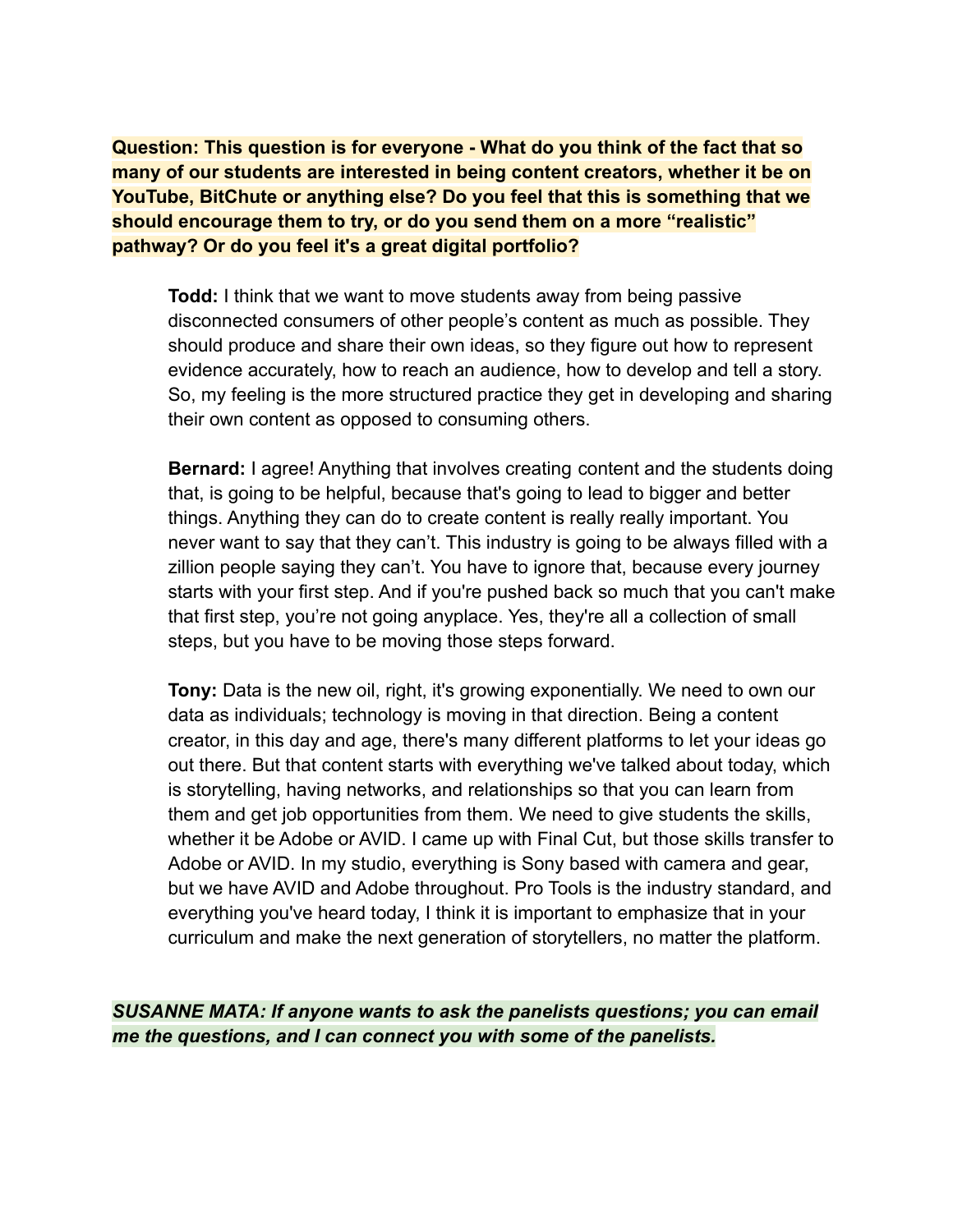**Question: This question is for everyone - What do you think of the fact that so many of our students are interested in being content creators, whether it be on YouTube, BitChute or anything else? Do you feel that this is something that we should encourage them to try, or do you send them on a more "realistic" pathway? Or do you feel it's a great digital portfolio?**

> **Todd:** I think that we want to move students away from being passive disconnected consumers of other people's content as much as possible. They should produce and share their own ideas, so they figure out how to represent evidence accurately, how to reach an audience, how to develop and tell a story. So, my feeling is the more structured practice they get in developing and sharing their own content as opposed to consuming others.
>
> **Bernard:** I agree! Anything that involves creating content and the students doing that, is going to be helpful, because that's going to lead to bigger and better things. Anything they can do to create content is really really important. You never want to say that they can't. This industry is going to be always filled with a zillion people saying they can't. You have to ignore that, because every journey starts with your first step. And if you're pushed back so much that you can't make that first step, you're not going anyplace. Yes, they're all a collection of small steps, but you have to be moving those steps forward.
>
> **Tony:** Data is the new oil, right, it's growing exponentially. We need to own our data as individuals; technology is moving in that direction. Being a content creator, in this day and age, there's many different platforms to let your ideas go out there. But that content starts with everything we've talked about today, which is storytelling, having networks, and relationships so that you can learn from them and get job opportunities from them. We need to give students the skills, whether it be Adobe or AVID. I came up with Final Cut, but those skills transfer to Adobe or AVID. In my studio, everything is Sony based with camera and gear, but we have AVID and Adobe throughout. Pro Tools is the industry standard, and everything you've heard today, I think it is important to emphasize that in your curriculum and make the next generation of storytellers, no matter the platform.

***SUSANNE MATA: If anyone wants to ask the panelists questions; you can email me the questions, and I can connect you with some of the panelists.***